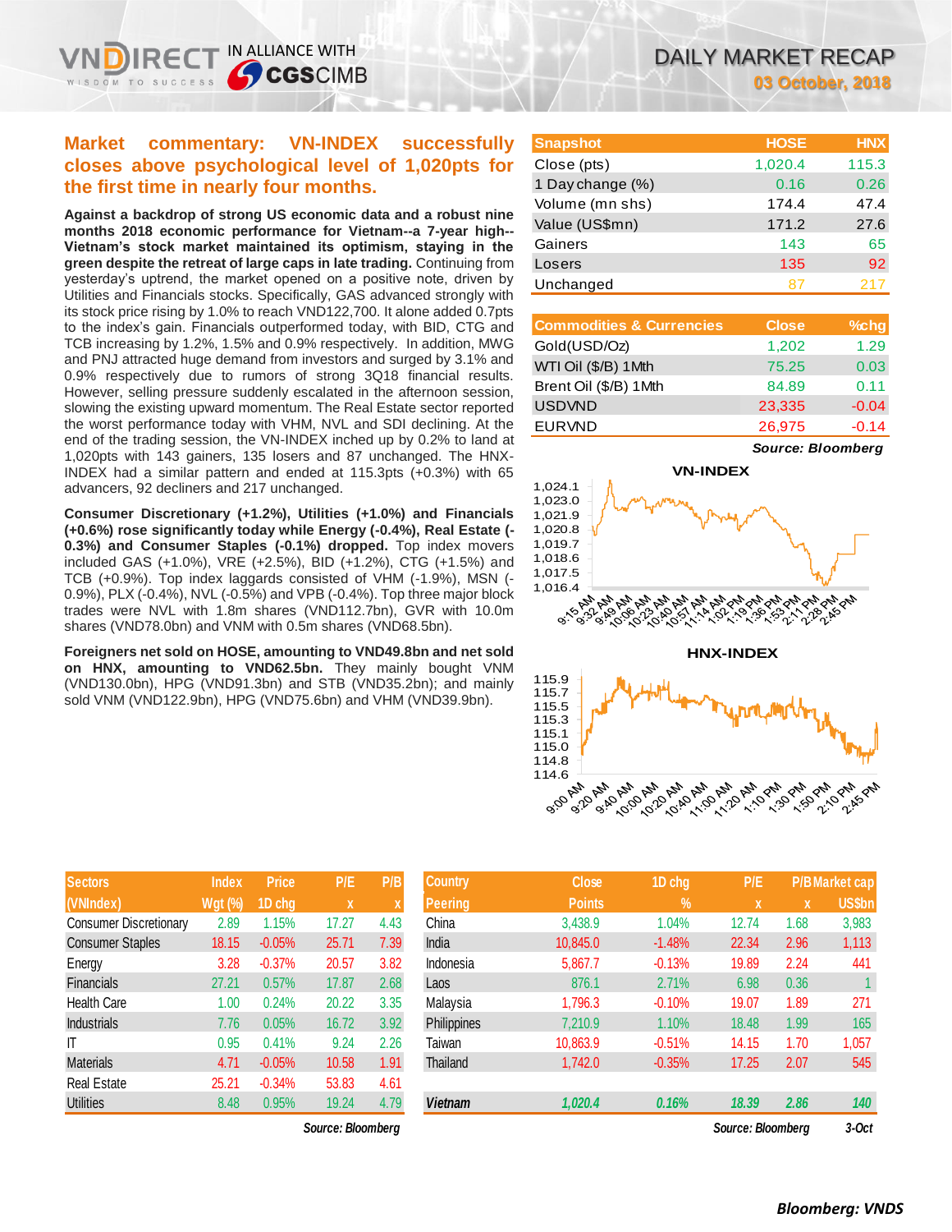# DAILY MARKET RECAP

**03 October, 2018**

## Market commentary: VN-INDEX successfully closes above psychological level of 1,020pts for the first time in nearly four months.

**Against a backdrop of strong US economic data and a robust nine months 2018 economic performance for Vietnam--a 7-year high--Vietnam's stock market maintained its optimism, staying in the green despite the retreat of large caps in late trading.** Continuing from yesterday's uptrend, the market opened on a positive note, driven by Utilities and Financials stocks. Specifically, GAS advanced strongly with its stock price rising by 1.0% to reach VND122,700. It alone added 0.7pts to the index's gain. Financials outperformed today, with BID, CTG and TCB increasing by 1.2%, 1.5% and 0.9% respectively. In addition, MWG and PNJ attracted huge demand from investors and surged by 3.1% and 0.9% respectively due to rumors of strong 3Q18 financial results. However, selling pressure suddenly escalated in the afternoon session, slowing the existing upward momentum. The Real Estate sector reported the worst performance today with VHM, NVL and SDI declining. At the end of the trading session, the VN-INDEX inched up by 0.2% to land at 1,020pts with 143 gainers, 135 losers and 87 unchanged. The HNX-INDEX had a similar pattern and ended at 115.3pts (+0.3%) with 65 advancers, 92 decliners and 217 unchanged.

**Consumer Discretionary (+1.2%), Utilities (+1.0%) and Financials (+0.6%) rose significantly today while Energy (-0.4%), Real Estate (-0.3%) and Consumer Staples (-0.1%) dropped.** Top index movers included GAS (+1.0%), VRE (+2.5%), BID (+1.2%), CTG (+1.5%) and TCB (+0.9%). Top index laggards consisted of VHM (-1.9%), MSN (-0.9%), PLX (-0.4%), NVL (-0.5%) and VPB (-0.4%). Top three major block trades were NVL with 1.8m shares (VND112.7bn), GVR with 10.0m shares (VND78.0bn) and VNM with 0.5m shares (VND68.5bn).

**Foreigners net sold on HOSE, amounting to VND49.8bn and net sold on HNX, amounting to VND62.5bn.** They mainly bought VNM (VND130.0bn), HPG (VND91.3bn) and STB (VND35.2bn); and mainly sold VNM (VND122.9bn), HPG (VND75.6bn) and VHM (VND39.9bn).

| Snapshot | HOSE | HNX |
|---|---|---|
| Close (pts) | 1,020.4 | 115.3 |
| 1 Day change (%) | 0.16 | 0.26 |
| Volume (mn shs) | 174.4 | 47.4 |
| Value (US$mn) | 171.2 | 27.6 |
| Gainers | 143 | 65 |
| Losers | 135 | 92 |
| Unchanged | 87 | 217 |

| Commodities & Currencies | Close | %chg |
|---|---|---|
| Gold(USD/Oz) | 1,202 | 1.29 |
| WTI Oil ($/B) 1Mth | 75.25 | 0.03 |
| Brent Oil ($/B) 1Mth | 84.89 | 0.11 |
| USDVND | 23,335 | -0.04 |
| EURVND | 26,975 | -0.14 |

*Source: Bloomberg*

**VN-INDEX**

**HNX-INDEX**

| Sectors (VNIndex) | Index Wgt (%) | Price 1D chg | P/E x | P/B x |
|---|---|---|---|---|
| Consumer Discretionary | 2.89 | 1.15% | 17.27 | 4.43 |
| Consumer Staples | 18.15 | -0.05% | 25.71 | 7.39 |
| Energy | 3.28 | -0.37% | 20.57 | 3.82 |
| Financials | 27.21 | 0.57% | 17.87 | 2.68 |
| Health Care | 1.00 | 0.24% | 20.22 | 3.35 |
| Industrials | 7.76 | 0.05% | 16.72 | 3.92 |
| IT | 0.95 | 0.41% | 9.24 | 2.26 |
| Materials | 4.71 | -0.05% | 10.58 | 1.91 |
| Real Estate | 25.21 | -0.34% | 53.83 | 4.61 |
| Utilities | 8.48 | 0.95% | 19.24 | 4.79 |

*Source: Bloomberg*

| Country Peering | Close Points | 1D chg % | P/E x | P/B x | Market cap US$bn |
|---|---|---|---|---|---|
| China | 3,438.9 | 1.04% | 12.74 | 1.68 | 3,983 |
| India | 10,845.0 | -1.48% | 22.34 | 2.96 | 1,113 |
| Indonesia | 5,867.7 | -0.13% | 19.89 | 2.24 | 441 |
| Laos | 876.1 | 2.71% | 6.98 | 0.36 | 1 |
| Malaysia | 1,796.3 | -0.10% | 19.07 | 1.89 | 271 |
| Philippines | 7,210.9 | 1.10% | 18.48 | 1.99 | 165 |
| Taiwan | 10,863.9 | -0.51% | 14.15 | 1.70 | 1,057 |
| Thailand | 1,742.0 | -0.35% | 17.25 | 2.07 | 545 |
| ***Vietnam*** | ***1,020.4*** | ***0.16%*** | ***18.39*** | ***2.86*** | ***140*** |

*Source: Bloomberg* *3-Oct*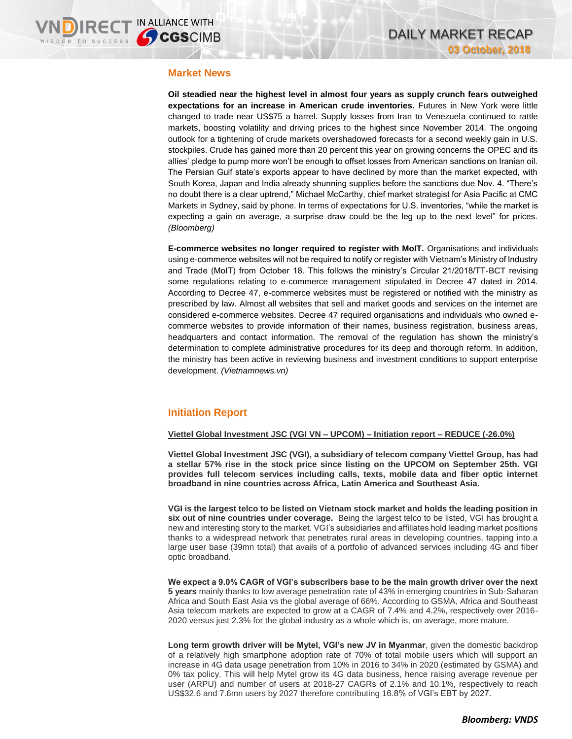## Market News

**Oil steadied near the highest level in almost four years as supply crunch fears outweighed expectations for an increase in American crude inventories.** Futures in New York were little changed to trade near US$75 a barrel. Supply losses from Iran to Venezuela continued to rattle markets, boosting volatility and driving prices to the highest since November 2014. The ongoing outlook for a tightening of crude markets overshadowed forecasts for a second weekly gain in U.S. stockpiles. Crude has gained more than 20 percent this year on growing concerns the OPEC and its allies' pledge to pump more won't be enough to offset losses from American sanctions on Iranian oil. The Persian Gulf state's exports appear to have declined by more than the market expected, with South Korea, Japan and India already shunning supplies before the sanctions due Nov. 4. "There's no doubt there is a clear uptrend," Michael McCarthy, chief market strategist for Asia Pacific at CMC Markets in Sydney, said by phone. In terms of expectations for U.S. inventories, "while the market is expecting a gain on average, a surprise draw could be the leg up to the next level" for prices. *(Bloomberg)*

**E-commerce websites no longer required to register with MoIT.** Organisations and individuals using e-commerce websites will not be required to notify or register with Vietnam's Ministry of Industry and Trade (MoIT) from October 18. This follows the ministry's Circular 21/2018/TT-BCT revising some regulations relating to e-commerce management stipulated in Decree 47 dated in 2014. According to Decree 47, e-commerce websites must be registered or notified with the ministry as prescribed by law. Almost all websites that sell and market goods and services on the internet are considered e-commerce websites. Decree 47 required organisations and individuals who owned e-commerce websites to provide information of their names, business registration, business areas, headquarters and contact information. The removal of the regulation has shown the ministry's determination to complete administrative procedures for its deep and thorough reform. In addition, the ministry has been active in reviewing business and investment conditions to support enterprise development. *(Vietnamnews.vn)*

## Initiation Report

**Viettel Global Investment JSC (VGI VN – UPCOM) – Initiation report – REDUCE (-26.0%)**

**Viettel Global Investment JSC (VGI), a subsidiary of telecom company Viettel Group, has had a stellar 57% rise in the stock price since listing on the UPCOM on September 25th. VGI provides full telecom services including calls, texts, mobile data and fiber optic internet broadband in nine countries across Africa, Latin America and Southeast Asia.**

**VGI is the largest telco to be listed on Vietnam stock market and holds the leading position in six out of nine countries under coverage.** Being the largest telco to be listed, VGI has brought a new and interesting story to the market. VGI's subsidiaries and affiliates hold leading market positions thanks to a widespread network that penetrates rural areas in developing countries, tapping into a large user base (39mn total) that avails of a portfolio of advanced services including 4G and fiber optic broadband.

**We expect a 9.0% CAGR of VGI's subscribers base to be the main growth driver over the next 5 years** mainly thanks to low average penetration rate of 43% in emerging countries in Sub-Saharan Africa and South East Asia vs the global average of 66%. According to GSMA, Africa and Southeast Asia telecom markets are expected to grow at a CAGR of 7.4% and 4.2%, respectively over 2016-2020 versus just 2.3% for the global industry as a whole which is, on average, more mature.

**Long term growth driver will be Mytel, VGI's new JV in Myanmar**, given the domestic backdrop of a relatively high smartphone adoption rate of 70% of total mobile users which will support an increase in 4G data usage penetration from 10% in 2016 to 34% in 2020 (estimated by GSMA) and 0% tax policy. This will help Mytel grow its 4G data business, hence raising average revenue per user (ARPU) and number of users at 2018-27 CAGRs of 2.1% and 10.1%, respectively to reach US$32.6 and 7.6mn users by 2027 therefore contributing 16.8% of VGI's EBT by 2027.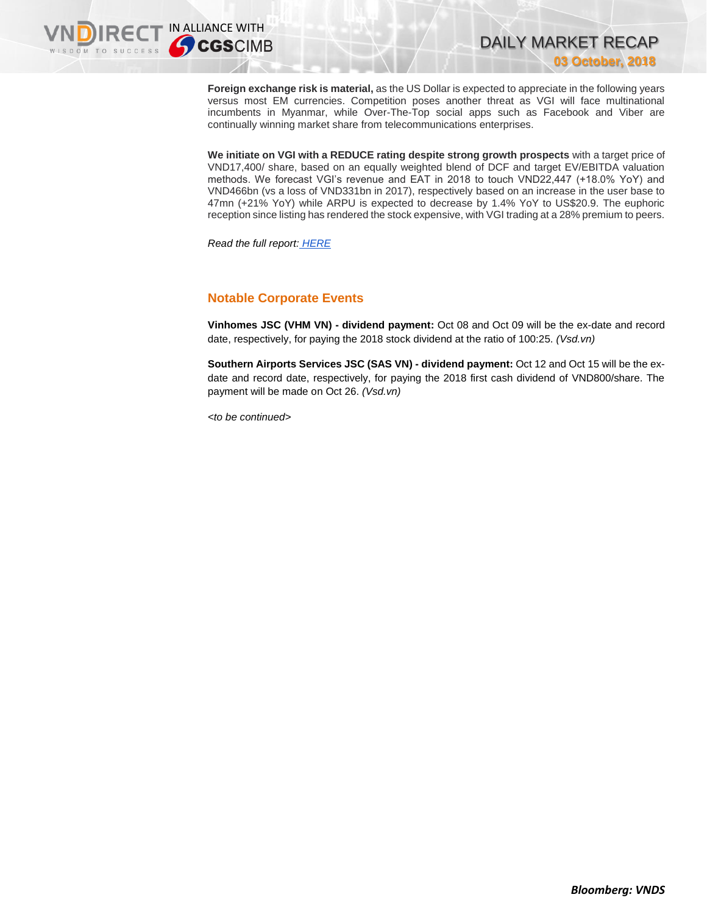**Foreign exchange risk is material,** as the US Dollar is expected to appreciate in the following years versus most EM currencies. Competition poses another threat as VGI will face multinational incumbents in Myanmar, while Over-The-Top social apps such as Facebook and Viber are continually winning market share from telecommunications enterprises.

**We initiate on VGI with a REDUCE rating despite strong growth prospects** with a target price of VND17,400/ share, based on an equally weighted blend of DCF and target EV/EBITDA valuation methods. We forecast VGI's revenue and EAT in 2018 to touch VND22,447 (+18.0% YoY) and VND466bn (vs a loss of VND331bn in 2017), respectively based on an increase in the user base to 47mn (+21% YoY) while ARPU is expected to decrease by 1.4% YoY to US$20.9. The euphoric reception since listing has rendered the stock expensive, with VGI trading at a 28% premium to peers.

*Read the full report:* *HERE*

## Notable Corporate Events

**Vinhomes JSC (VHM VN) - dividend payment:** Oct 08 and Oct 09 will be the ex-date and record date, respectively, for paying the 2018 stock dividend at the ratio of 100:25. *(Vsd.vn)*

**Southern Airports Services JSC (SAS VN) - dividend payment:** Oct 12 and Oct 15 will be the ex-date and record date, respectively, for paying the 2018 first cash dividend of VND800/share. The payment will be made on Oct 26. *(Vsd.vn)*

*<to be continued>*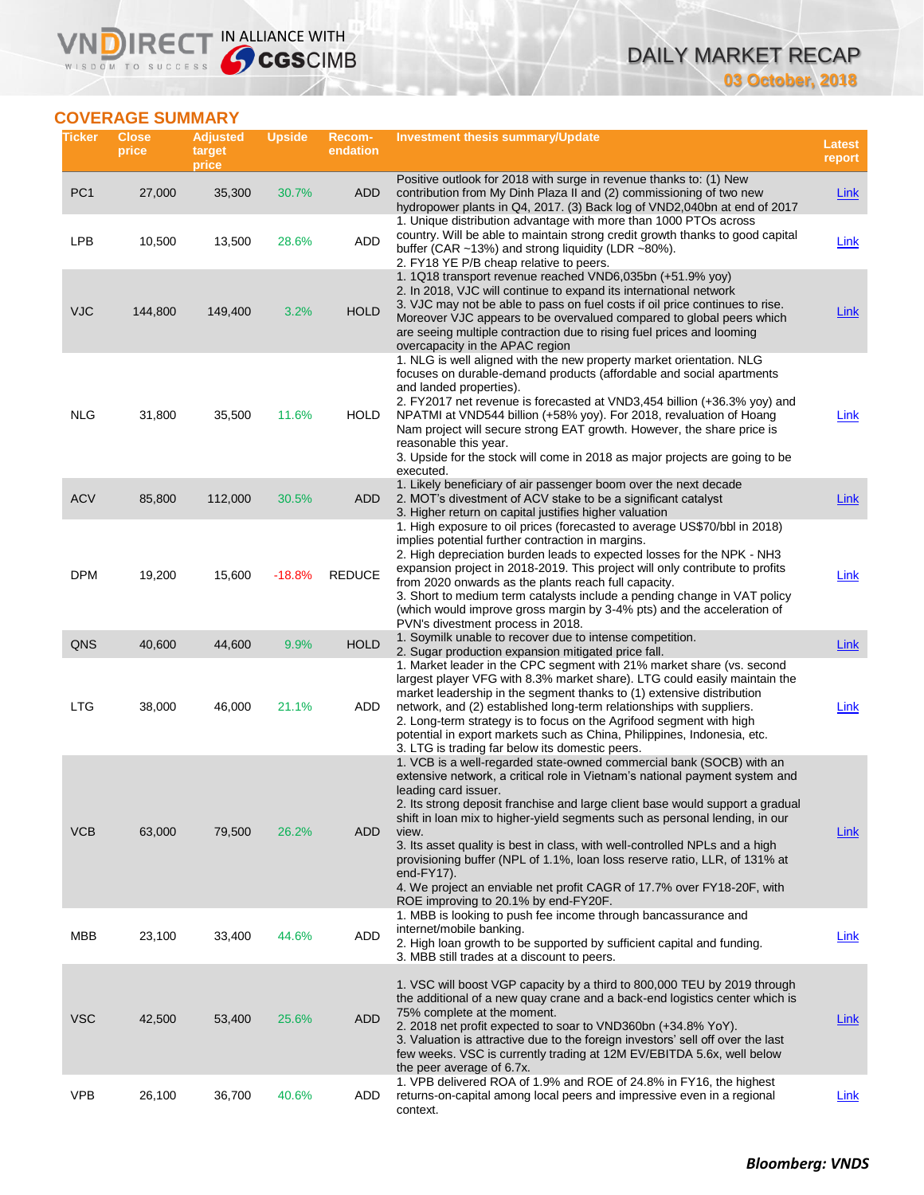## COVERAGE SUMMARY

| Ticker | Close price | Adjusted target price | Upside | Recom-endation | Investment thesis summary/Update | Latest report |
|---|---|---|---|---|---|---|
| PC1 | 27,000 | 35,300 | 30.7% | ADD | Positive outlook for 2018 with surge in revenue thanks to: (1) New contribution from My Dinh Plaza II and (2) commissioning of two new hydropower plants in Q4, 2017. (3) Back log of VND2,040bn at end of 2017 | Link |
| LPB | 10,500 | 13,500 | 28.6% | ADD | 1. Unique distribution advantage with more than 1000 PTOs across country. Will be able to maintain strong credit growth thanks to good capital buffer (CAR ~13%) and strong liquidity (LDR ~80%).<br>2. FY18 YE P/B cheap relative to peers. | Link |
| VJC | 144,800 | 149,400 | 3.2% | HOLD | 1. 1Q18 transport revenue reached VND6,035bn (+51.9% yoy)<br>2. In 2018, VJC will continue to expand its international network<br>3. VJC may not be able to pass on fuel costs if oil price continues to rise. Moreover VJC appears to be overvalued compared to global peers which are seeing multiple contraction due to rising fuel prices and looming overcapacity in the APAC region | Link |
| NLG | 31,800 | 35,500 | 11.6% | HOLD | 1. NLG is well aligned with the new property market orientation. NLG focuses on durable-demand products (affordable and social apartments and landed properties).<br>2. FY2017 net revenue is forecasted at VND3,454 billion (+36.3% yoy) and NPATMI at VND544 billion (+58% yoy). For 2018, revaluation of Hoang Nam project will secure strong EAT growth. However, the share price is reasonable this year.<br>3. Upside for the stock will come in 2018 as major projects are going to be executed. | Link |
| ACV | 85,800 | 112,000 | 30.5% | ADD | 1. Likely beneficiary of air passenger boom over the next decade<br>2. MOT's divestment of ACV stake to be a significant catalyst<br>3. Higher return on capital justifies higher valuation | Link |
| DPM | 19,200 | 15,600 | -18.8% | REDUCE | 1. High exposure to oil prices (forecasted to average US$70/bbl in 2018) implies potential further contraction in margins.<br>2. High depreciation burden leads to expected losses for the NPK - NH3 expansion project in 2018-2019. This project will only contribute to profits from 2020 onwards as the plants reach full capacity.<br>3. Short to medium term catalysts include a pending change in VAT policy (which would improve gross margin by 3-4% pts) and the acceleration of PVN's divestment process in 2018. | Link |
| QNS | 40,600 | 44,600 | 9.9% | HOLD | 1. Soymilk unable to recover due to intense competition.<br>2. Sugar production expansion mitigated price fall. | Link |
| LTG | 38,000 | 46,000 | 21.1% | ADD | 1. Market leader in the CPC segment with 21% market share (vs. second largest player VFG with 8.3% market share). LTG could easily maintain the market leadership in the segment thanks to (1) extensive distribution network, and (2) established long-term relationships with suppliers.<br>2. Long-term strategy is to focus on the Agrifood segment with high potential in export markets such as China, Philippines, Indonesia, etc.<br>3. LTG is trading far below its domestic peers. | Link |
| VCB | 63,000 | 79,500 | 26.2% | ADD | 1. VCB is a well-regarded state-owned commercial bank (SOCB) with an extensive network, a critical role in Vietnam's national payment system and leading card issuer.<br>2. Its strong deposit franchise and large client base would support a gradual shift in loan mix to higher-yield segments such as personal lending, in our view.<br>3. Its asset quality is best in class, with well-controlled NPLs and a high provisioning buffer (NPL of 1.1%, loan loss reserve ratio, LLR, of 131% at end-FY17).<br>4. We project an enviable net profit CAGR of 17.7% over FY18-20F, with ROE improving to 20.1% by end-FY20F. | Link |
| MBB | 23,100 | 33,400 | 44.6% | ADD | 1. MBB is looking to push fee income through bancassurance and internet/mobile banking.<br>2. High loan growth to be supported by sufficient capital and funding.<br>3. MBB still trades at a discount to peers. | Link |
| VSC | 42,500 | 53,400 | 25.6% | ADD | 1. VSC will boost VGP capacity by a third to 800,000 TEU by 2019 through the additional of a new quay crane and a back-end logistics center which is 75% complete at the moment.<br>2. 2018 net profit expected to soar to VND360bn (+34.8% YoY).<br>3. Valuation is attractive due to the foreign investors' sell off over the last few weeks. VSC is currently trading at 12M EV/EBITDA 5.6x, well below the peer average of 6.7x. | Link |
| VPB | 26,100 | 36,700 | 40.6% | ADD | 1. VPB delivered ROA of 1.9% and ROE of 24.8% in FY16, the highest returns-on-capital among local peers and impressive even in a regional context. | Link |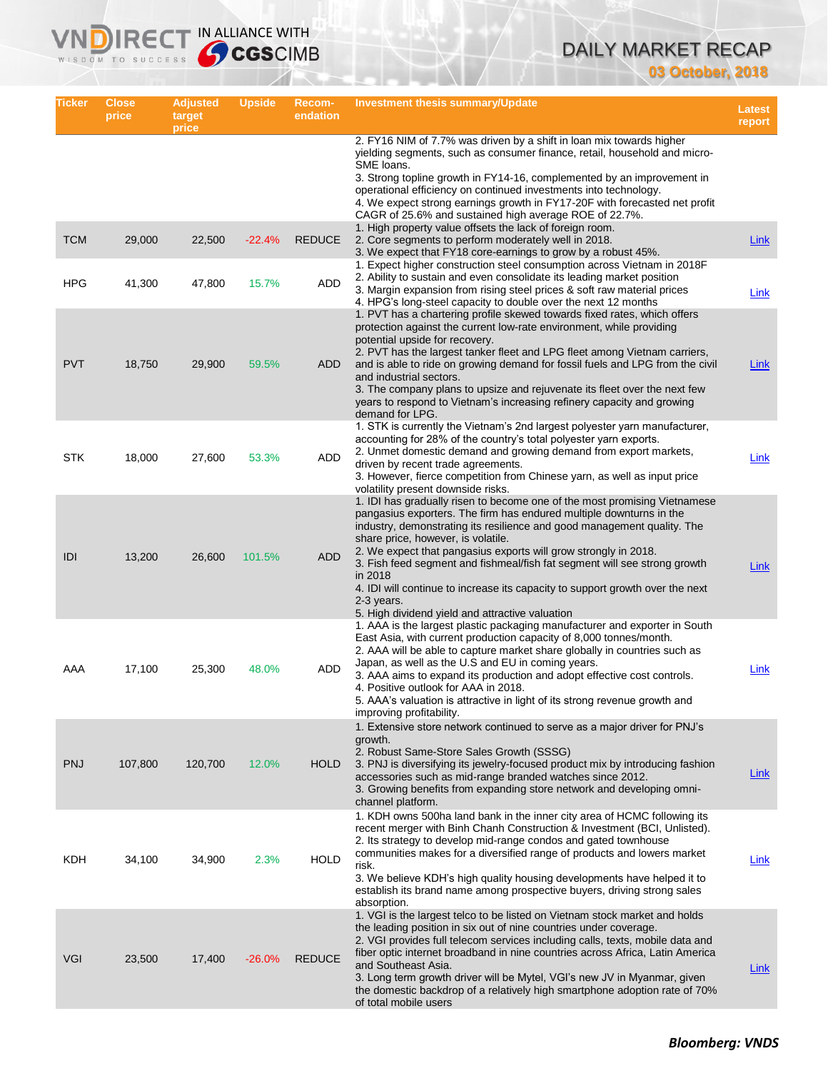| Ticker | Close price | Adjusted target price | Upside | Recom-endation | Investment thesis summary/Update | Latest report |
|---|---|---|---|---|---|---|
| | | | | | 2. FY16 NIM of 7.7% was driven by a shift in loan mix towards higher yielding segments, such as consumer finance, retail, household and micro-SME loans.<br>3. Strong topline growth in FY14-16, complemented by an improvement in operational efficiency on continued investments into technology.<br>4. We expect strong earnings growth in FY17-20F with forecasted net profit CAGR of 25.6% and sustained high average ROE of 22.7%. | |
| TCM | 29,000 | 22,500 | -22.4% | REDUCE | 1. High property value offsets the lack of foreign room.<br>2. Core segments to perform moderately well in 2018.<br>3. We expect that FY18 core-earnings to grow by a robust 45%. | Link |
| HPG | 41,300 | 47,800 | 15.7% | ADD | 1. Expect higher construction steel consumption across Vietnam in 2018F<br>2. Ability to sustain and even consolidate its leading market position<br>3. Margin expansion from rising steel prices & soft raw material prices<br>4. HPG's long-steel capacity to double over the next 12 months | Link |
| PVT | 18,750 | 29,900 | 59.5% | ADD | 1. PVT has a chartering profile skewed towards fixed rates, which offers protection against the current low-rate environment, while providing potential upside for recovery.<br>2. PVT has the largest tanker fleet and LPG fleet among Vietnam carriers, and is able to ride on growing demand for fossil fuels and LPG from the civil and industrial sectors.<br>3. The company plans to upsize and rejuvenate its fleet over the next few years to respond to Vietnam's increasing refinery capacity and growing demand for LPG. | Link |
| STK | 18,000 | 27,600 | 53.3% | ADD | 1. STK is currently the Vietnam's 2nd largest polyester yarn manufacturer, accounting for 28% of the country's total polyester yarn exports.<br>2. Unmet domestic demand and growing demand from export markets, driven by recent trade agreements.<br>3. However, fierce competition from Chinese yarn, as well as input price volatility present downside risks. | Link |
| IDI | 13,200 | 26,600 | 101.5% | ADD | 1. IDI has gradually risen to become one of the most promising Vietnamese pangasius exporters. The firm has endured multiple downturns in the industry, demonstrating its resilience and good management quality. The share price, however, is volatile.<br>2. We expect that pangasius exports will grow strongly in 2018.<br>3. Fish feed segment and fishmeal/fish fat segment will see strong growth in 2018<br>4. IDI will continue to increase its capacity to support growth over the next 2-3 years.<br>5. High dividend yield and attractive valuation | Link |
| AAA | 17,100 | 25,300 | 48.0% | ADD | 1. AAA is the largest plastic packaging manufacturer and exporter in South East Asia, with current production capacity of 8,000 tonnes/month.<br>2. AAA will be able to capture market share globally in countries such as Japan, as well as the U.S and EU in coming years.<br>3. AAA aims to expand its production and adopt effective cost controls.<br>4. Positive outlook for AAA in 2018.<br>5. AAA's valuation is attractive in light of its strong revenue growth and improving profitability. | Link |
| PNJ | 107,800 | 120,700 | 12.0% | HOLD | 1. Extensive store network continued to serve as a major driver for PNJ's growth.<br>2. Robust Same-Store Sales Growth (SSSG)<br>3. PNJ is diversifying its jewelry-focused product mix by introducing fashion accessories such as mid-range branded watches since 2012.<br>3. Growing benefits from expanding store network and developing omni-channel platform. | Link |
| KDH | 34,100 | 34,900 | 2.3% | HOLD | 1. KDH owns 500ha land bank in the inner city area of HCMC following its recent merger with Binh Chanh Construction & Investment (BCI, Unlisted).<br>2. Its strategy to develop mid-range condos and gated townhouse communities makes for a diversified range of products and lowers market risk.<br>3. We believe KDH's high quality housing developments have helped it to establish its brand name among prospective buyers, driving strong sales absorption. | Link |
| VGI | 23,500 | 17,400 | -26.0% | REDUCE | 1. VGI is the largest telco to be listed on Vietnam stock market and holds the leading position in six out of nine countries under coverage.<br>2. VGI provides full telecom services including calls, texts, mobile data and fiber optic internet broadband in nine countries across Africa, Latin America and Southeast Asia.<br>3. Long term growth driver will be Mytel, VGI's new JV in Myanmar, given the domestic backdrop of a relatively high smartphone adoption rate of 70% of total mobile users | Link |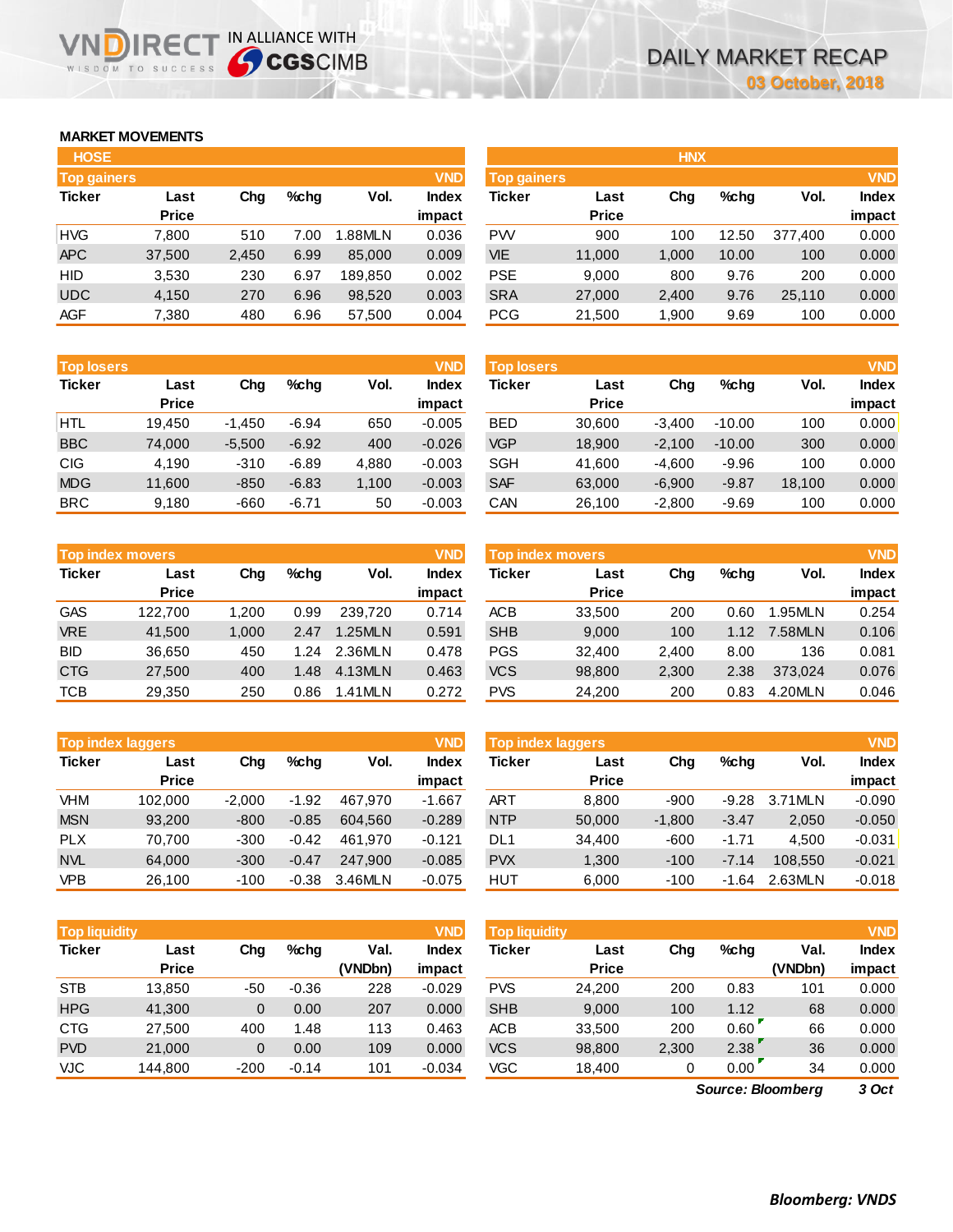# DAILY MARKET RECAP

**03 October, 2018**

## MARKET MOVEMENTS

### HOSE

**Top gainers** (VND)

| Ticker | Last Price | Chg | %chg | Vol. | Index impact |
|---|---|---|---|---|---|
| HVG | 7,800 | 510 | 7.00 | 1.88MLN | 0.036 |
| APC | 37,500 | 2,450 | 6.99 | 85,000 | 0.009 |
| HID | 3,530 | 230 | 6.97 | 189,850 | 0.002 |
| UDC | 4,150 | 270 | 6.96 | 98,520 | 0.003 |
| AGF | 7,380 | 480 | 6.96 | 57,500 | 0.004 |

**Top losers** (VND)

| Ticker | Last Price | Chg | %chg | Vol. | Index impact |
|---|---|---|---|---|---|
| HTL | 19,450 | -1,450 | -6.94 | 650 | -0.005 |
| BBC | 74,000 | -5,500 | -6.92 | 400 | -0.026 |
| CIG | 4,190 | -310 | -6.89 | 4,880 | -0.003 |
| MDG | 11,600 | -850 | -6.83 | 1,100 | -0.003 |
| BRC | 9,180 | -660 | -6.71 | 50 | -0.003 |

**Top index movers** (VND)

| Ticker | Last Price | Chg | %chg | Vol. | Index impact |
|---|---|---|---|---|---|
| GAS | 122,700 | 1,200 | 0.99 | 239,720 | 0.714 |
| VRE | 41,500 | 1,000 | 2.47 | 1.25MLN | 0.591 |
| BID | 36,650 | 450 | 1.24 | 2.36MLN | 0.478 |
| CTG | 27,500 | 400 | 1.48 | 4.13MLN | 0.463 |
| TCB | 29,350 | 250 | 0.86 | 1.41MLN | 0.272 |

**Top index laggers** (VND)

| Ticker | Last Price | Chg | %chg | Vol. | Index impact |
|---|---|---|---|---|---|
| VHM | 102,000 | -2,000 | -1.92 | 467,970 | -1.667 |
| MSN | 93,200 | -800 | -0.85 | 604,560 | -0.289 |
| PLX | 70,700 | -300 | -0.42 | 461,970 | -0.121 |
| NVL | 64,000 | -300 | -0.47 | 247,900 | -0.085 |
| VPB | 26,100 | -100 | -0.38 | 3.46MLN | -0.075 |

**Top liquidity** (VND)

| Ticker | Last Price | Chg | %chg | Val. (VNDbn) | Index impact |
|---|---|---|---|---|---|
| STB | 13,850 | -50 | -0.36 | 228 | -0.029 |
| HPG | 41,300 | 0 | 0.00 | 207 | 0.000 |
| CTG | 27,500 | 400 | 1.48 | 113 | 0.463 |
| PVD | 21,000 | 0 | 0.00 | 109 | 0.000 |
| VJC | 144,800 | -200 | -0.14 | 101 | -0.034 |

### HNX

**Top gainers** (VND)

| Ticker | Last Price | Chg | %chg | Vol. | Index impact |
|---|---|---|---|---|---|
| PVV | 900 | 100 | 12.50 | 377,400 | 0.000 |
| VIE | 11,000 | 1,000 | 10.00 | 100 | 0.000 |
| PSE | 9,000 | 800 | 9.76 | 200 | 0.000 |
| SRA | 27,000 | 2,400 | 9.76 | 25,110 | 0.000 |
| PCG | 21,500 | 1,900 | 9.69 | 100 | 0.000 |

**Top losers** (VND)

| Ticker | Last Price | Chg | %chg | Vol. | Index impact |
|---|---|---|---|---|---|
| BED | 30,600 | -3,400 | -10.00 | 100 | 0.000 |
| VGP | 18,900 | -2,100 | -10.00 | 300 | 0.000 |
| SGH | 41,600 | -4,600 | -9.96 | 100 | 0.000 |
| SAF | 63,000 | -6,900 | -9.87 | 18,100 | 0.000 |
| CAN | 26,100 | -2,800 | -9.69 | 100 | 0.000 |

**Top index movers** (VND)

| Ticker | Last Price | Chg | %chg | Vol. | Index impact |
|---|---|---|---|---|---|
| ACB | 33,500 | 200 | 0.60 | 1.95MLN | 0.254 |
| SHB | 9,000 | 100 | 1.12 | 7.58MLN | 0.106 |
| PGS | 32,400 | 2,400 | 8.00 | 136 | 0.081 |
| VCS | 98,800 | 2,300 | 2.38 | 373,024 | 0.076 |
| PVS | 24,200 | 200 | 0.83 | 4.20MLN | 0.046 |

**Top index laggers** (VND)

| Ticker | Last Price | Chg | %chg | Vol. | Index impact |
|---|---|---|---|---|---|
| ART | 8,800 | -900 | -9.28 | 3.71MLN | -0.090 |
| NTP | 50,000 | -1,800 | -3.47 | 2,050 | -0.050 |
| DL1 | 34,400 | -600 | -1.71 | 4,500 | -0.031 |
| PVX | 1,300 | -100 | -7.14 | 108,550 | -0.021 |
| HUT | 6,000 | -100 | -1.64 | 2.63MLN | -0.018 |

**Top liquidity** (VND)

| Ticker | Last Price | Chg | %chg | Val. (VNDbn) | Index impact |
|---|---|---|---|---|---|
| PVS | 24,200 | 200 | 0.83 | 101 | 0.000 |
| SHB | 9,000 | 100 | 1.12 | 68 | 0.000 |
| ACB | 33,500 | 200 | 0.60 | 66 | 0.000 |
| VCS | 98,800 | 2,300 | 2.38 | 36 | 0.000 |
| VGC | 18,400 | 0 | 0.00 | 34 | 0.000 |

*Source: Bloomberg* *3 Oct*

***Bloomberg: VNDS***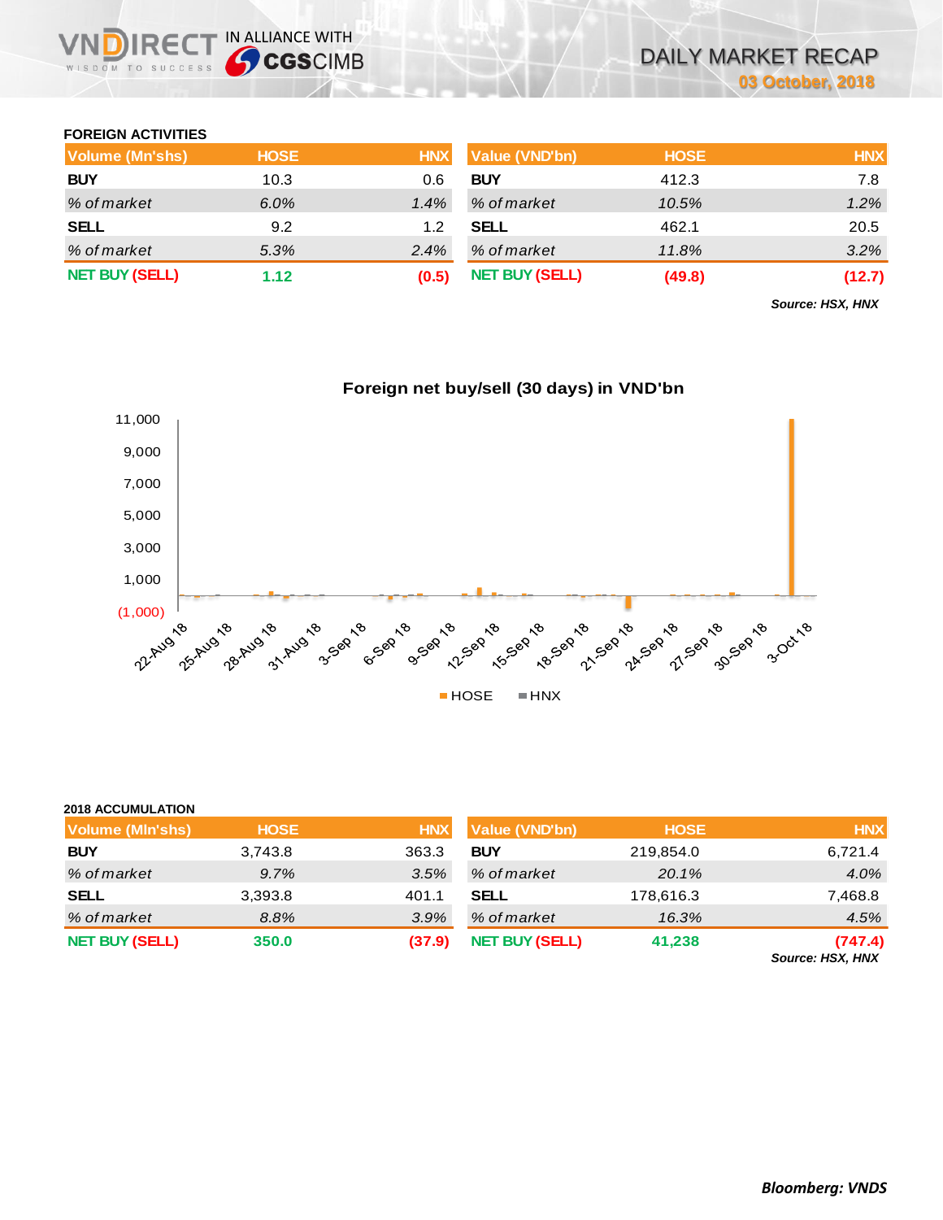# DAILY MARKET RECAP

03 October, 2018

## FOREIGN ACTIVITIES

| Volume (Mn'shs) | HOSE | HNX |
|---|---|---|
| **BUY** | 10.3 | 0.6 |
| *% of market* | *6.0%* | *1.4%* |
| **SELL** | 9.2 | 1.2 |
| *% of market* | *5.3%* | *2.4%* |
| **NET BUY (SELL)** | **1.12** | **(0.5)** |

| Value (VND'bn) | HOSE | HNX |
|---|---|---|
| **BUY** | 412.3 | 7.8 |
| *% of market* | *10.5%* | *1.2%* |
| **SELL** | 462.1 | 20.5 |
| *% of market* | *11.8%* | *3.2%* |
| **NET BUY (SELL)** | **(49.8)** | **(12.7)** |

*Source: HSX, HNX*

**Foreign net buy/sell (30 days) in VND'bn**

## 2018 ACCUMULATION

| Volume (Mln'shs) | HOSE | HNX |
|---|---|---|
| **BUY** | 3,743.8 | 363.3 |
| *% of market* | *9.7%* | *3.5%* |
| **SELL** | 3,393.8 | 401.1 |
| *% of market* | *8.8%* | *3.9%* |
| **NET BUY (SELL)** | **350.0** | **(37.9)** |

| Value (VND'bn) | HOSE | HNX |
|---|---|---|
| **BUY** | 219,854.0 | 6,721.4 |
| *% of market* | *20.1%* | *4.0%* |
| **SELL** | 178,616.3 | 7,468.8 |
| *% of market* | *16.3%* | *4.5%* |
| **NET BUY (SELL)** | **41,238** | **(747.4)** |

*Source: HSX, HNX*

***Bloomberg: VNDS***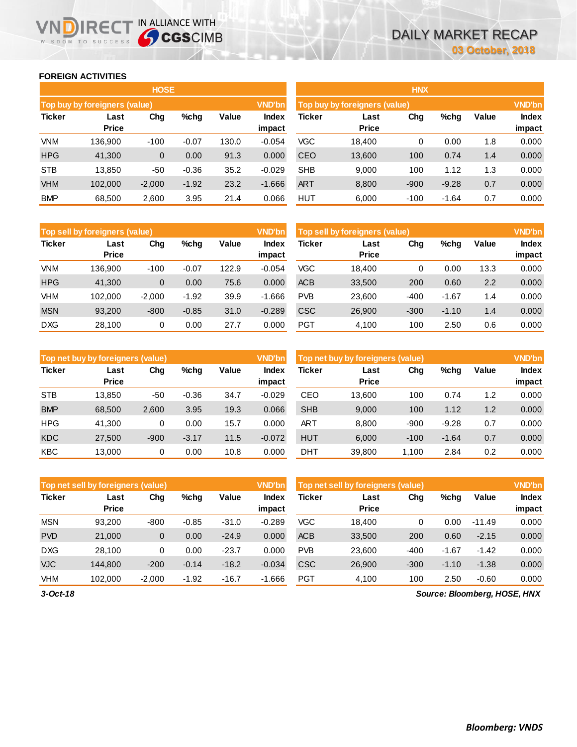## FOREIGN ACTIVITIES

### HOSE

| Top buy by foreigners (value) | | | | | VND'bn |
|---|---|---|---|---|---|
| Ticker | Last Price | Chg | %chg | Value | Index impact |
| VNM | 136,900 | -100 | -0.07 | 130.0 | -0.054 |
| HPG | 41,300 | 0 | 0.00 | 91.3 | 0.000 |
| STB | 13,850 | -50 | -0.36 | 35.2 | -0.029 |
| VHM | 102,000 | -2,000 | -1.92 | 23.2 | -1.666 |
| BMP | 68,500 | 2,600 | 3.95 | 21.4 | 0.066 |

| Top sell by foreigners (value) | | | | | VND'bn |
|---|---|---|---|---|---|
| Ticker | Last Price | Chg | %chg | Value | Index impact |
| VNM | 136,900 | -100 | -0.07 | 122.9 | -0.054 |
| HPG | 41,300 | 0 | 0.00 | 75.6 | 0.000 |
| VHM | 102,000 | -2,000 | -1.92 | 39.9 | -1.666 |
| MSN | 93,200 | -800 | -0.85 | 31.0 | -0.289 |
| DXG | 28,100 | 0 | 0.00 | 27.7 | 0.000 |

| Top net buy by foreigners (value) | | | | | VND'bn |
|---|---|---|---|---|---|
| Ticker | Last Price | Chg | %chg | Value | Index impact |
| STB | 13,850 | -50 | -0.36 | 34.7 | -0.029 |
| BMP | 68,500 | 2,600 | 3.95 | 19.3 | 0.066 |
| HPG | 41,300 | 0 | 0.00 | 15.7 | 0.000 |
| KDC | 27,500 | -900 | -3.17 | 11.5 | -0.072 |
| KBC | 13,000 | 0 | 0.00 | 10.8 | 0.000 |

| Top net sell by foreigners (value) | | | | | VND'bn |
|---|---|---|---|---|---|
| Ticker | Last Price | Chg | %chg | Value | Index impact |
| MSN | 93,200 | -800 | -0.85 | -31.0 | -0.289 |
| PVD | 21,000 | 0 | 0.00 | -24.9 | 0.000 |
| DXG | 28,100 | 0 | 0.00 | -23.7 | 0.000 |
| VJC | 144,800 | -200 | -0.14 | -18.2 | -0.034 |
| VHM | 102,000 | -2,000 | -1.92 | -16.7 | -1.666 |

### HNX

| Top buy by foreigners (value) | | | | | VND'bn |
|---|---|---|---|---|---|
| Ticker | Last Price | Chg | %chg | Value | Index impact |
| VGC | 18,400 | 0 | 0.00 | 1.8 | 0.000 |
| CEO | 13,600 | 100 | 0.74 | 1.4 | 0.000 |
| SHB | 9,000 | 100 | 1.12 | 1.3 | 0.000 |
| ART | 8,800 | -900 | -9.28 | 0.7 | 0.000 |
| HUT | 6,000 | -100 | -1.64 | 0.7 | 0.000 |

| Top sell by foreigners (value) | | | | | VND'bn |
|---|---|---|---|---|---|
| Ticker | Last Price | Chg | %chg | Value | Index impact |
| VGC | 18,400 | 0 | 0.00 | 13.3 | 0.000 |
| ACB | 33,500 | 200 | 0.60 | 2.2 | 0.000 |
| PVB | 23,600 | -400 | -1.67 | 1.4 | 0.000 |
| CSC | 26,900 | -300 | -1.10 | 1.4 | 0.000 |
| PGT | 4,100 | 100 | 2.50 | 0.6 | 0.000 |

| Top net buy by foreigners (value) | | | | | VND'bn |
|---|---|---|---|---|---|
| Ticker | Last Price | Chg | %chg | Value | Index impact |
| CEO | 13,600 | 100 | 0.74 | 1.2 | 0.000 |
| SHB | 9,000 | 100 | 1.12 | 1.2 | 0.000 |
| ART | 8,800 | -900 | -9.28 | 0.7 | 0.000 |
| HUT | 6,000 | -100 | -1.64 | 0.7 | 0.000 |
| DHT | 39,800 | 1,100 | 2.84 | 0.2 | 0.000 |

| Top net sell by foreigners (value) | | | | | VND'bn |
|---|---|---|---|---|---|
| Ticker | Last Price | Chg | %chg | Value | Index impact |
| VGC | 18,400 | 0 | 0.00 | -11.49 | 0.000 |
| ACB | 33,500 | 200 | 0.60 | -2.15 | 0.000 |
| PVB | 23,600 | -400 | -1.67 | -1.42 | 0.000 |
| CSC | 26,900 | -300 | -1.10 | -1.38 | 0.000 |
| PGT | 4,100 | 100 | 2.50 | -0.60 | 0.000 |

*3-Oct-18*

*Source: Bloomberg, HOSE, HNX*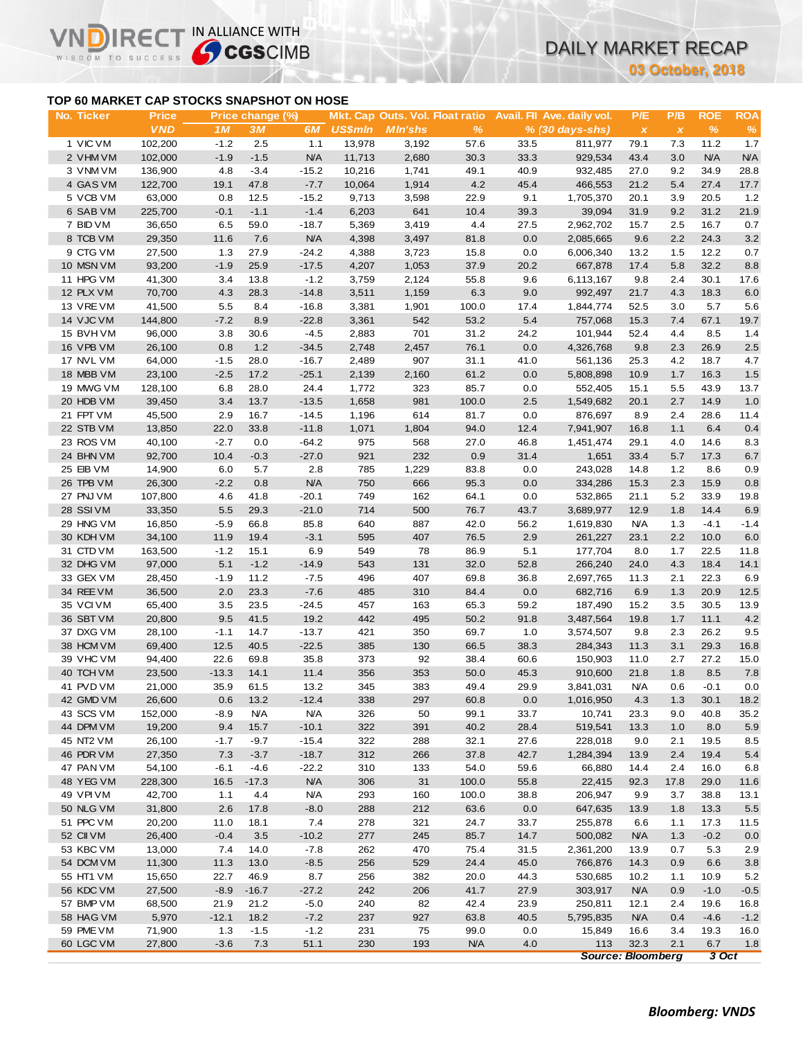## TOP 60 MARKET CAP STOCKS SNAPSHOT ON HOSE

| No. | Ticker | Price | Price change (%) | | | Mkt. Cap | Outs. Vol. | Float ratio | Avail. FII | Ave. daily vol. | P/E | P/B | ROE | ROA |
|---|---|---|---|---|---|---|---|---|---|---|---|---|---|---|
| | | VND | 1M | 3M | 6M | US$mln | Mln'shs | % | % | (30 days-shs) | x | x | % | % |
| 1 | VIC VM | 102,200 | -1.2 | 2.5 | 1.1 | 13,978 | 3,192 | 57.6 | 33.5 | 811,977 | 79.1 | 7.3 | 11.2 | 1.7 |
| 2 | VHM VM | 102,000 | -1.9 | -1.5 | N/A | 11,713 | 2,680 | 30.3 | 33.3 | 929,534 | 43.4 | 3.0 | N/A | N/A |
| 3 | VNM VM | 136,900 | 4.8 | -3.4 | -15.2 | 10,216 | 1,741 | 49.1 | 40.9 | 932,485 | 27.0 | 9.2 | 34.9 | 28.8 |
| 4 | GAS VM | 122,700 | 19.1 | 47.8 | -7.7 | 10,064 | 1,914 | 4.2 | 45.4 | 466,553 | 21.2 | 5.4 | 27.4 | 17.7 |
| 5 | VCB VM | 63,000 | 0.8 | 12.5 | -15.2 | 9,713 | 3,598 | 22.9 | 9.1 | 1,705,370 | 20.1 | 3.9 | 20.5 | 1.2 |
| 6 | SAB VM | 225,700 | -0.1 | -1.1 | -1.4 | 6,203 | 641 | 10.4 | 39.3 | 39,094 | 31.9 | 9.2 | 31.2 | 21.9 |
| 7 | BID VM | 36,650 | 6.5 | 59.0 | -18.7 | 5,369 | 3,419 | 4.4 | 27.5 | 2,962,702 | 15.7 | 2.5 | 16.7 | 0.7 |
| 8 | TCB VM | 29,350 | 11.6 | 7.6 | N/A | 4,398 | 3,497 | 81.8 | 0.0 | 2,085,665 | 9.6 | 2.2 | 24.3 | 3.2 |
| 9 | CTG VM | 27,500 | 1.3 | 27.9 | -24.2 | 4,388 | 3,723 | 15.8 | 0.0 | 6,006,340 | 13.2 | 1.5 | 12.2 | 0.7 |
| 10 | MSN VM | 93,200 | -1.9 | 25.9 | -17.5 | 4,207 | 1,053 | 37.9 | 20.2 | 667,878 | 17.4 | 5.8 | 32.2 | 8.8 |
| 11 | HPG VM | 41,300 | 3.4 | 13.8 | -1.2 | 3,759 | 2,124 | 55.8 | 9.6 | 6,113,167 | 9.8 | 2.4 | 30.1 | 17.6 |
| 12 | PLX VM | 70,700 | 4.3 | 28.3 | -14.8 | 3,511 | 1,159 | 6.3 | 9.0 | 992,497 | 21.7 | 4.3 | 18.3 | 6.0 |
| 13 | VRE VM | 41,500 | 5.5 | 8.4 | -16.8 | 3,381 | 1,901 | 100.0 | 17.4 | 1,844,774 | 52.5 | 3.0 | 5.7 | 5.6 |
| 14 | VJC VM | 144,800 | -7.2 | 8.9 | -22.8 | 3,361 | 542 | 53.2 | 5.4 | 757,068 | 15.3 | 7.4 | 67.1 | 19.7 |
| 15 | BVH VM | 96,000 | 3.8 | 30.6 | -4.5 | 2,883 | 701 | 31.2 | 24.2 | 101,944 | 52.4 | 4.4 | 8.5 | 1.4 |
| 16 | VPB VM | 26,100 | 0.8 | 1.2 | -34.5 | 2,748 | 2,457 | 76.1 | 0.0 | 4,326,768 | 9.8 | 2.3 | 26.9 | 2.5 |
| 17 | NVL VM | 64,000 | -1.5 | 28.0 | -16.7 | 2,489 | 907 | 31.1 | 41.0 | 561,136 | 25.3 | 4.2 | 18.7 | 4.7 |
| 18 | MBB VM | 23,100 | -2.5 | 17.2 | -25.1 | 2,139 | 2,160 | 61.2 | 0.0 | 5,808,898 | 10.9 | 1.7 | 16.3 | 1.5 |
| 19 | MWG VM | 128,100 | 6.8 | 28.0 | 24.4 | 1,772 | 323 | 85.7 | 0.0 | 552,405 | 15.1 | 5.5 | 43.9 | 13.7 |
| 20 | HDB VM | 39,450 | 3.4 | 13.7 | -13.5 | 1,658 | 981 | 100.0 | 2.5 | 1,549,682 | 20.1 | 2.7 | 14.9 | 1.0 |
| 21 | FPT VM | 45,500 | 2.9 | 16.7 | -14.5 | 1,196 | 614 | 81.7 | 0.0 | 876,697 | 8.9 | 2.4 | 28.6 | 11.4 |
| 22 | STB VM | 13,850 | 22.0 | 33.8 | -11.8 | 1,071 | 1,804 | 94.0 | 12.4 | 7,941,907 | 16.8 | 1.1 | 6.4 | 0.4 |
| 23 | ROS VM | 40,100 | -2.7 | 0.0 | -64.2 | 975 | 568 | 27.0 | 46.8 | 1,451,474 | 29.1 | 4.0 | 14.6 | 8.3 |
| 24 | BHN VM | 92,700 | 10.4 | -0.3 | -27.0 | 921 | 232 | 0.9 | 31.4 | 1,651 | 33.4 | 5.7 | 17.3 | 6.7 |
| 25 | EIB VM | 14,900 | 6.0 | 5.7 | 2.8 | 785 | 1,229 | 83.8 | 0.0 | 243,028 | 14.8 | 1.2 | 8.6 | 0.9 |
| 26 | TPB VM | 26,300 | -2.2 | 0.8 | N/A | 750 | 666 | 95.3 | 0.0 | 334,286 | 15.3 | 2.3 | 15.9 | 0.8 |
| 27 | PNJ VM | 107,800 | 4.6 | 41.8 | -20.1 | 749 | 162 | 64.1 | 0.0 | 532,865 | 21.1 | 5.2 | 33.9 | 19.8 |
| 28 | SSI VM | 33,350 | 5.5 | 29.3 | -21.0 | 714 | 500 | 76.7 | 43.7 | 3,689,977 | 12.9 | 1.8 | 14.4 | 6.9 |
| 29 | HNG VM | 16,850 | -5.9 | 66.8 | 85.8 | 640 | 887 | 42.0 | 56.2 | 1,619,830 | N/A | 1.3 | -4.1 | -1.4 |
| 30 | KDH VM | 34,100 | 11.9 | 19.4 | -3.1 | 595 | 407 | 76.5 | 2.9 | 261,227 | 23.1 | 2.2 | 10.0 | 6.0 |
| 31 | CTD VM | 163,500 | -1.2 | 15.1 | 6.9 | 549 | 78 | 86.9 | 5.1 | 177,704 | 8.0 | 1.7 | 22.5 | 11.8 |
| 32 | DHG VM | 97,000 | 5.1 | -1.2 | -14.9 | 543 | 131 | 32.0 | 52.8 | 266,240 | 24.0 | 4.3 | 18.4 | 14.1 |
| 33 | GEX VM | 28,450 | -1.9 | 11.2 | -7.5 | 496 | 407 | 69.8 | 36.8 | 2,697,765 | 11.3 | 2.1 | 22.3 | 6.9 |
| 34 | REE VM | 36,500 | 2.0 | 23.3 | -7.6 | 485 | 310 | 84.4 | 0.0 | 682,716 | 6.9 | 1.3 | 20.9 | 12.5 |
| 35 | VCI VM | 65,400 | 3.5 | 23.5 | -24.5 | 457 | 163 | 65.3 | 59.2 | 187,490 | 15.2 | 3.5 | 30.5 | 13.9 |
| 36 | SBT VM | 20,800 | 9.5 | 41.5 | 19.2 | 442 | 495 | 50.2 | 91.8 | 3,487,564 | 19.8 | 1.7 | 11.1 | 4.2 |
| 37 | DXG VM | 28,100 | -1.1 | 14.7 | -13.7 | 421 | 350 | 69.7 | 1.0 | 3,574,507 | 9.8 | 2.3 | 26.2 | 9.5 |
| 38 | HCM VM | 69,400 | 12.5 | 40.5 | -22.5 | 385 | 130 | 66.5 | 38.3 | 284,343 | 11.3 | 3.1 | 29.3 | 16.8 |
| 39 | VHC VM | 94,400 | 22.6 | 69.8 | 35.8 | 373 | 92 | 38.4 | 60.6 | 150,903 | 11.0 | 2.7 | 27.2 | 15.0 |
| 40 | TCH VM | 23,500 | -13.3 | 14.1 | 11.4 | 356 | 353 | 50.0 | 45.3 | 910,600 | 21.8 | 1.8 | 8.5 | 7.8 |
| 41 | PVD VM | 21,000 | 35.9 | 61.5 | 13.2 | 345 | 383 | 49.4 | 29.9 | 3,841,031 | N/A | 0.6 | -0.1 | 0.0 |
| 42 | GMD VM | 26,600 | 0.6 | 13.2 | -12.4 | 338 | 297 | 60.8 | 0.0 | 1,016,950 | 4.3 | 1.3 | 30.1 | 18.2 |
| 43 | SCS VM | 152,000 | -8.9 | N/A | N/A | 326 | 50 | 99.1 | 33.7 | 10,741 | 23.3 | 9.0 | 40.8 | 35.2 |
| 44 | DPM VM | 19,200 | 9.4 | 15.7 | -10.1 | 322 | 391 | 40.2 | 28.4 | 519,541 | 13.3 | 1.0 | 8.0 | 5.9 |
| 45 | NT2 VM | 26,100 | -1.7 | -9.7 | -15.4 | 322 | 288 | 32.1 | 27.6 | 228,018 | 9.0 | 2.1 | 19.5 | 8.5 |
| 46 | PDR VM | 27,350 | 7.3 | -3.7 | -18.7 | 312 | 266 | 37.8 | 42.7 | 1,284,394 | 13.9 | 2.4 | 19.4 | 5.4 |
| 47 | PAN VM | 54,100 | -6.1 | -4.6 | -22.2 | 310 | 133 | 54.0 | 59.6 | 66,880 | 14.4 | 2.4 | 16.0 | 6.8 |
| 48 | YEG VM | 228,300 | 16.5 | -17.3 | N/A | 306 | 31 | 100.0 | 55.8 | 22,415 | 92.3 | 17.8 | 29.0 | 11.6 |
| 49 | VPI VM | 42,700 | 1.1 | 4.4 | N/A | 293 | 160 | 100.0 | 38.8 | 206,947 | 9.9 | 3.7 | 38.8 | 13.1 |
| 50 | NLG VM | 31,800 | 2.6 | 17.8 | -8.0 | 288 | 212 | 63.6 | 0.0 | 647,635 | 13.9 | 1.8 | 13.3 | 5.5 |
| 51 | PPC VM | 20,200 | 11.0 | 18.1 | 7.4 | 278 | 321 | 24.7 | 33.7 | 255,878 | 6.6 | 1.1 | 17.3 | 11.5 |
| 52 | CII VM | 26,400 | -0.4 | 3.5 | -10.2 | 277 | 245 | 85.7 | 14.7 | 500,082 | N/A | 1.3 | -0.2 | 0.0 |
| 53 | KBC VM | 13,000 | 7.4 | 14.0 | -7.8 | 262 | 470 | 75.4 | 31.5 | 2,361,200 | 13.9 | 0.7 | 5.3 | 2.9 |
| 54 | DCM VM | 11,300 | 11.3 | 13.0 | -8.5 | 256 | 529 | 24.4 | 45.0 | 766,876 | 14.3 | 0.9 | 6.6 | 3.8 |
| 55 | HT1 VM | 15,650 | 22.7 | 46.9 | 8.7 | 256 | 382 | 20.0 | 44.3 | 530,685 | 10.2 | 1.1 | 10.9 | 5.2 |
| 56 | KDC VM | 27,500 | -8.9 | -16.7 | -27.2 | 242 | 206 | 41.7 | 27.9 | 303,917 | N/A | 0.9 | -1.0 | -0.5 |
| 57 | BMP VM | 68,500 | 21.9 | 21.2 | -5.0 | 240 | 82 | 42.4 | 23.9 | 250,811 | 12.1 | 2.4 | 19.6 | 16.8 |
| 58 | HAG VM | 5,970 | -12.1 | 18.2 | -7.2 | 237 | 927 | 63.8 | 40.5 | 5,795,835 | N/A | 0.4 | -4.6 | -1.2 |
| 59 | PME VM | 71,900 | 1.3 | -1.5 | -1.2 | 231 | 75 | 99.0 | 0.0 | 15,849 | 16.6 | 3.4 | 19.3 | 16.0 |
| 60 | LGC VM | 27,800 | -3.6 | 7.3 | 51.1 | 230 | 193 | N/A | 4.0 | 113 | 32.3 | 2.1 | 6.7 | 1.8 |

*Source: Bloomberg* *3 Oct*

***Bloomberg: VNDS***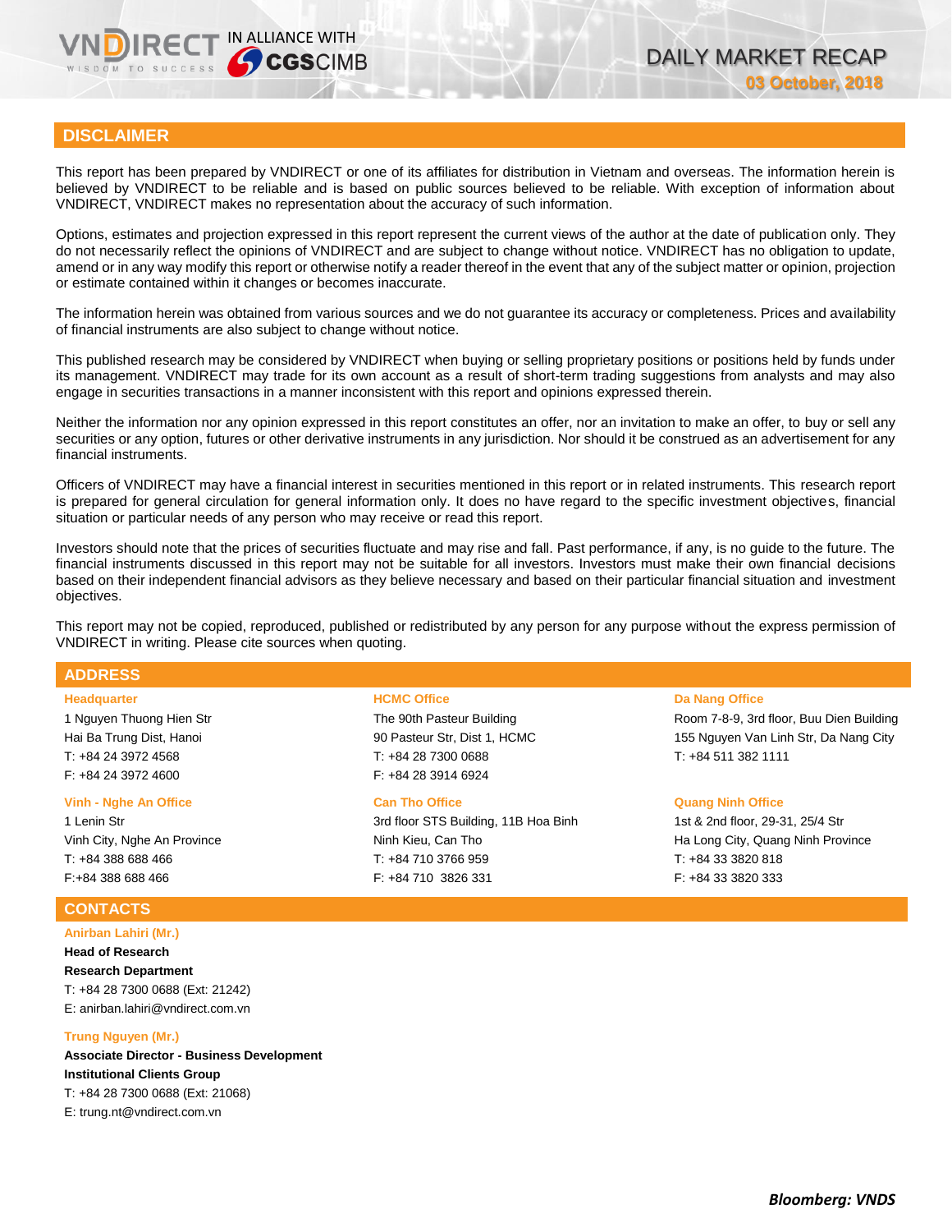DAILY MARKET RECAP
03 October, 2018

## DISCLAIMER

This report has been prepared by VNDIRECT or one of its affiliates for distribution in Vietnam and overseas. The information herein is believed by VNDIRECT to be reliable and is based on public sources believed to be reliable. With exception of information about VNDIRECT, VNDIRECT makes no representation about the accuracy of such information.

Options, estimates and projection expressed in this report represent the current views of the author at the date of publication only. They do not necessarily reflect the opinions of VNDIRECT and are subject to change without notice. VNDIRECT has no obligation to update, amend or in any way modify this report or otherwise notify a reader thereof in the event that any of the subject matter or opinion, projection or estimate contained within it changes or becomes inaccurate.

The information herein was obtained from various sources and we do not guarantee its accuracy or completeness. Prices and availability of financial instruments are also subject to change without notice.

This published research may be considered by VNDIRECT when buying or selling proprietary positions or positions held by funds under its management. VNDIRECT may trade for its own account as a result of short-term trading suggestions from analysts and may also engage in securities transactions in a manner inconsistent with this report and opinions expressed therein.

Neither the information nor any opinion expressed in this report constitutes an offer, nor an invitation to make an offer, to buy or sell any securities or any option, futures or other derivative instruments in any jurisdiction. Nor should it be construed as an advertisement for any financial instruments.

Officers of VNDIRECT may have a financial interest in securities mentioned in this report or in related instruments. This research report is prepared for general circulation for general information only. It does no have regard to the specific investment objectives, financial situation or particular needs of any person who may receive or read this report.

Investors should note that the prices of securities fluctuate and may rise and fall. Past performance, if any, is no guide to the future. The financial instruments discussed in this report may not be suitable for all investors. Investors must make their own financial decisions based on their independent financial advisors as they believe necessary and based on their particular financial situation and investment objectives.

This report may not be copied, reproduced, published or redistributed by any person for any purpose without the express permission of VNDIRECT in writing. Please cite sources when quoting.

## ADDRESS

**Headquarter**
1 Nguyen Thuong Hien Str
Hai Ba Trung Dist, Hanoi
T: +84 24 3972 4568
F: +84 24 3972 4600

**HCMC Office**
The 90th Pasteur Building
90 Pasteur Str, Dist 1, HCMC
T: +84 28 7300 0688
F: +84 28 3914 6924

**Da Nang Office**
Room 7-8-9, 3rd floor, Buu Dien Building
155 Nguyen Van Linh Str, Da Nang City
T: +84 511 382 1111

**Vinh - Nghe An Office**
1 Lenin Str
Vinh City, Nghe An Province
T: +84 388 688 466
F:+84 388 688 466

**Can Tho Office**
3rd floor STS Building, 11B Hoa Binh
Ninh Kieu, Can Tho
T: +84 710 3766 959
F: +84 710 3826 331

**Quang Ninh Office**
1st & 2nd floor, 29-31, 25/4 Str
Ha Long City, Quang Ninh Province
T: +84 33 3820 818
F: +84 33 3820 333

## CONTACTS

**Anirban Lahiri (Mr.)**
**Head of Research**
**Research Department**
T: +84 28 7300 0688 (Ext: 21242)
E: anirban.lahiri@vndirect.com.vn

**Trung Nguyen (Mr.)**
**Associate Director - Business Development**
**Institutional Clients Group**
T: +84 28 7300 0688 (Ext: 21068)
E: trung.nt@vndirect.com.vn

*Bloomberg: VNDS*